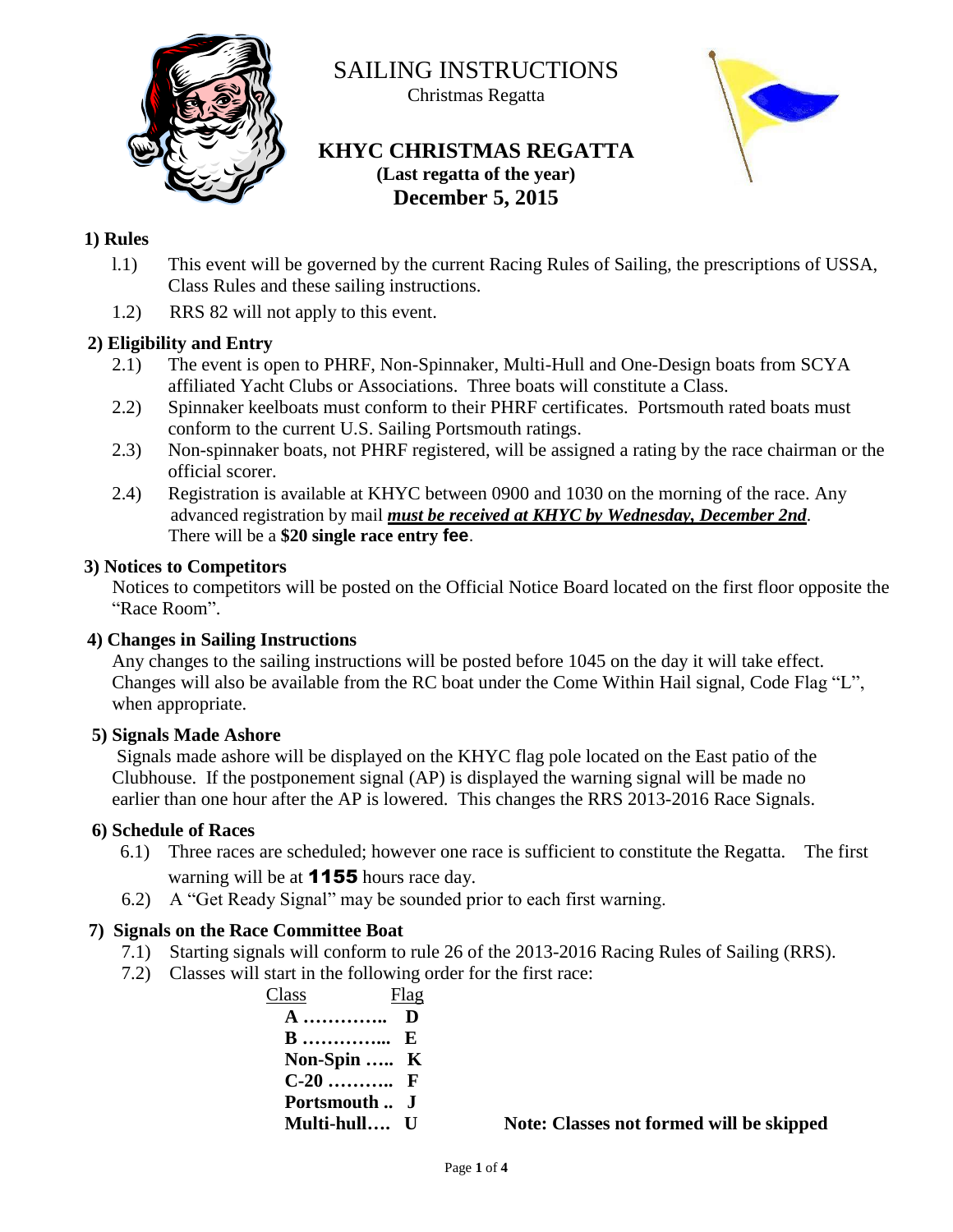# SAILING INSTRUCTIONS

Christmas Regatta

## KHYC CHRISTMAS REGATTA

**(Last regatta of the year)**

**December 5, 2015**

### 1) Rules

l.1) This event will be governed by the current Racing Rules of Sailing, the prescriptions of USSA, Class Rules and these sailing instructions.

1.2) RRS 82 will not apply to this event.

### 2) Eligibility and Entry

2.1) The event is open to PHRF, Non-Spinnaker, Multi-Hull and One-Design boats from SCYA affiliated Yacht Clubs or Associations. Three boats will constitute a Class.

2.2) Spinnaker keelboats must conform to their PHRF certificates. Portsmouth rated boats must conform to the current U.S. Sailing Portsmouth ratings.

2.3) Non-spinnaker boats, not PHRF registered, will be assigned a rating by the race chairman or the official scorer.

2.4) Registration is available at KHYC between 0900 and 1030 on the morning of the race. Any advanced registration by mail ***must be received at KHYC by Wednesday, December 2nd***. There will be a **$20 single race entry fee**.

### 3) Notices to Competitors

Notices to competitors will be posted on the Official Notice Board located on the first floor opposite the "Race Room".

### 4) Changes in Sailing Instructions

Any changes to the sailing instructions will be posted before 1045 on the day it will take effect. Changes will also be available from the RC boat under the Come Within Hail signal, Code Flag "L", when appropriate.

### 5) Signals Made Ashore

Signals made ashore will be displayed on the KHYC flag pole located on the East patio of the Clubhouse. If the postponement signal (AP) is displayed the warning signal will be made no earlier than one hour after the AP is lowered. This changes the RRS 2013-2016 Race Signals.

### 6) Schedule of Races

6.1) Three races are scheduled; however one race is sufficient to constitute the Regatta. The first warning will be at **1155** hours race day.

6.2) A "Get Ready Signal" may be sounded prior to each first warning.

### 7) Signals on the Race Committee Boat

7.1) Starting signals will conform to rule 26 of the 2013-2016 Racing Rules of Sailing (RRS).

7.2) Classes will start in the following order for the first race:

| Class | Flag |
|---|---|
| **A** | **D** |
| **B** | **E** |
| **Non-Spin** | **K** |
| **C-20** | **F** |
| **Portsmouth** | **J** |
| **Multi-hull** | **U** |

**Note: Classes not formed will be skipped**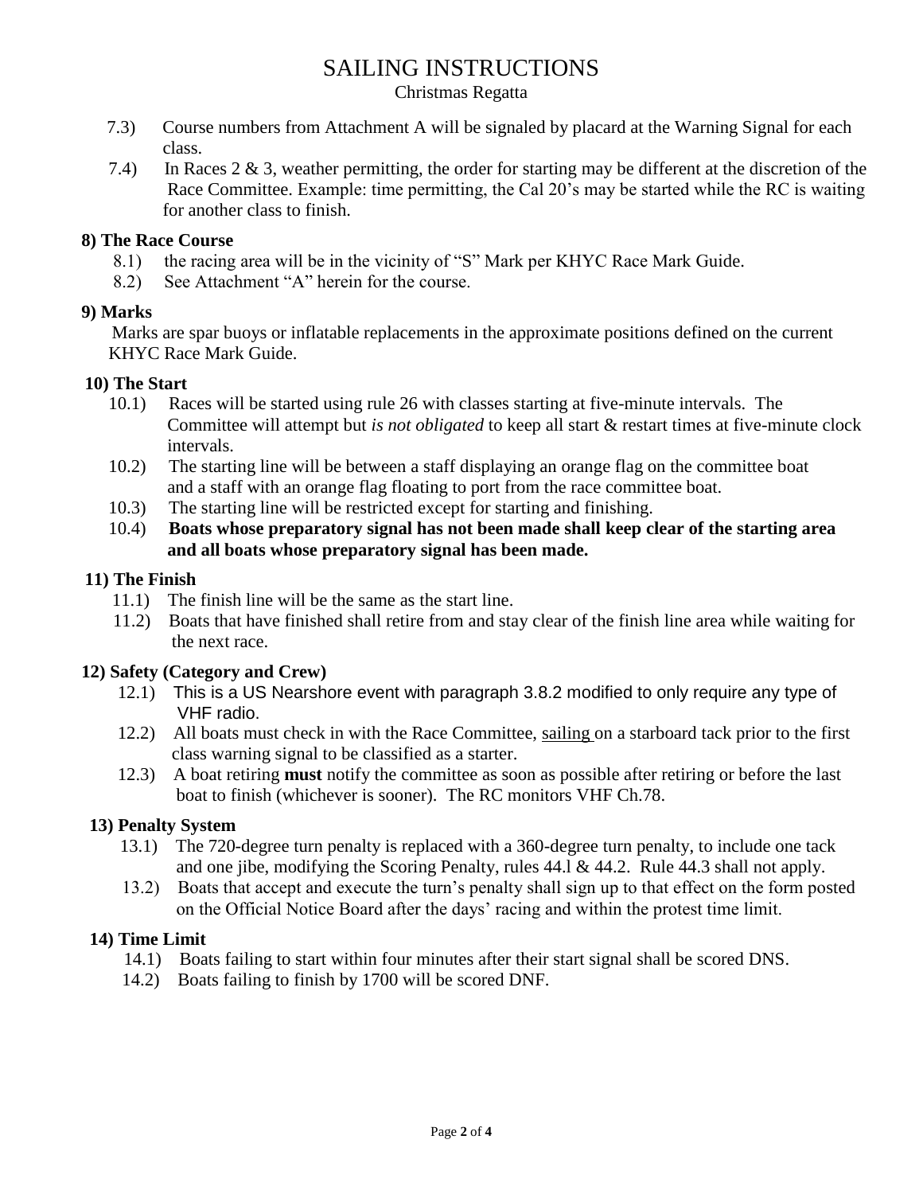# SAILING INSTRUCTIONS

Christmas Regatta

7.3) Course numbers from Attachment A will be signaled by placard at the Warning Signal for each class.

7.4) In Races 2 & 3, weather permitting, the order for starting may be different at the discretion of the Race Committee. Example: time permitting, the Cal 20's may be started while the RC is waiting for another class to finish.

**8) The Race Course**

8.1) the racing area will be in the vicinity of "S" Mark per KHYC Race Mark Guide.

8.2) See Attachment "A" herein for the course.

**9) Marks**

Marks are spar buoys or inflatable replacements in the approximate positions defined on the current KHYC Race Mark Guide.

**10) The Start**

10.1) Races will be started using rule 26 with classes starting at five-minute intervals. The Committee will attempt but *is not obligated* to keep all start & restart times at five-minute clock intervals.

10.2) The starting line will be between a staff displaying an orange flag on the committee boat and a staff with an orange flag floating to port from the race committee boat.

10.3) The starting line will be restricted except for starting and finishing.

10.4) **Boats whose preparatory signal has not been made shall keep clear of the starting area and all boats whose preparatory signal has been made.**

**11) The Finish**

11.1) The finish line will be the same as the start line.

11.2) Boats that have finished shall retire from and stay clear of the finish line area while waiting for the next race.

**12) Safety (Category and Crew)**

12.1) This is a US Nearshore event with paragraph 3.8.2 modified to only require any type of VHF radio.

12.2) All boats must check in with the Race Committee, sailing on a starboard tack prior to the first class warning signal to be classified as a starter.

12.3) A boat retiring **must** notify the committee as soon as possible after retiring or before the last boat to finish (whichever is sooner). The RC monitors VHF Ch.78.

**13) Penalty System**

13.1) The 720-degree turn penalty is replaced with a 360-degree turn penalty, to include one tack and one jibe, modifying the Scoring Penalty, rules 44.l & 44.2. Rule 44.3 shall not apply.

13.2) Boats that accept and execute the turn's penalty shall sign up to that effect on the form posted on the Official Notice Board after the days' racing and within the protest time limit.

**14) Time Limit**

14.1) Boats failing to start within four minutes after their start signal shall be scored DNS.

14.2) Boats failing to finish by 1700 will be scored DNF.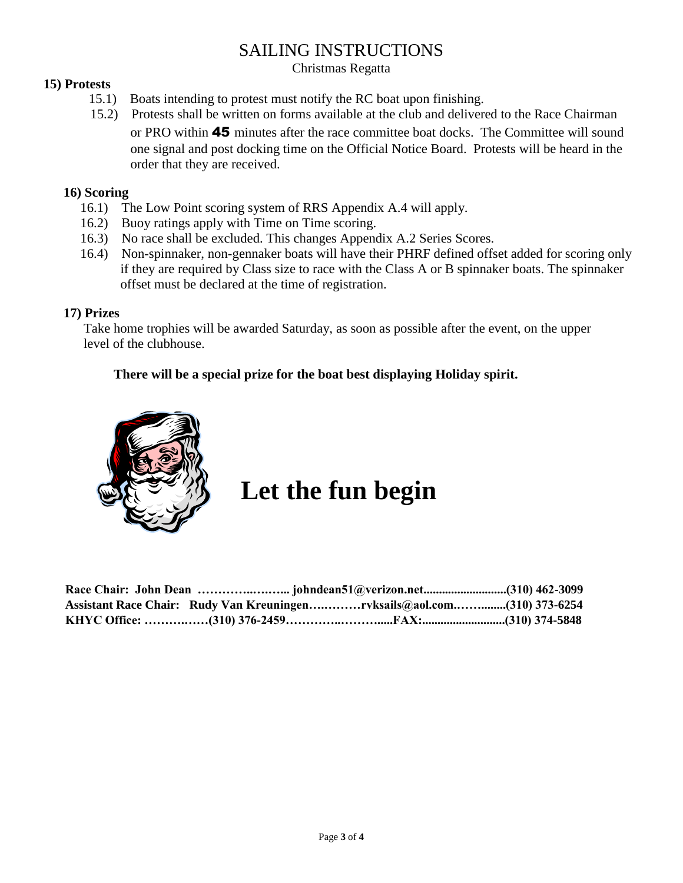# SAILING INSTRUCTIONS

Christmas Regatta

## 15) Protests

15.1) Boats intending to protest must notify the RC boat upon finishing.

15.2) Protests shall be written on forms available at the club and delivered to the Race Chairman or PRO within **45** minutes after the race committee boat docks. The Committee will sound one signal and post docking time on the Official Notice Board. Protests will be heard in the order that they are received.

## 16) Scoring

16.1) The Low Point scoring system of RRS Appendix A.4 will apply.

16.2) Buoy ratings apply with Time on Time scoring.

16.3) No race shall be excluded. This changes Appendix A.2 Series Scores.

16.4) Non-spinnaker, non-gennaker boats will have their PHRF defined offset added for scoring only if they are required by Class size to race with the Class A or B spinnaker boats. The spinnaker offset must be declared at the time of registration.

## 17) Prizes

Take home trophies will be awarded Saturday, as soon as possible after the event, on the upper level of the clubhouse.

**There will be a special prize for the boat best displaying Holiday spirit.**

# Let the fun begin

**Race Chair: John Dean …………..…….. johndean51@verizon.net...........................(310) 462-3099**
**Assistant Race Chair: Rudy Van Kreuningen….………rvksails@aol.com.……........(310) 373-6254**
**KHYC Office: ……….……(310) 376-2459…………..……….....FAX:...........................(310) 374-5848**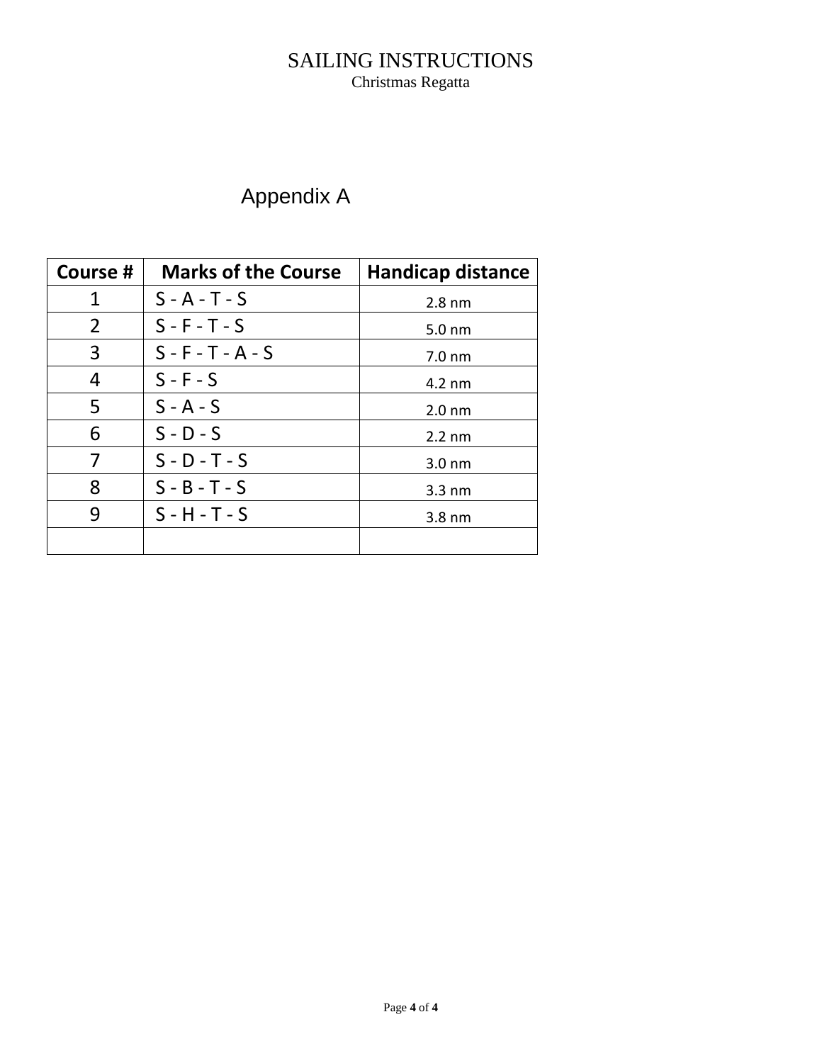## Appendix A

| Course # | Marks of the Course | Handicap distance |
|---|---|---|
| 1 | S - A - T - S | 2.8 nm |
| 2 | S - F - T - S | 5.0 nm |
| 3 | S - F - T - A - S | 7.0 nm |
| 4 | S - F - S | 4.2 nm |
| 5 | S - A - S | 2.0 nm |
| 6 | S - D - S | 2.2 nm |
| 7 | S - D - T - S | 3.0 nm |
| 8 | S - B - T - S | 3.3 nm |
| 9 | S - H - T - S | 3.8 nm |
| | | |